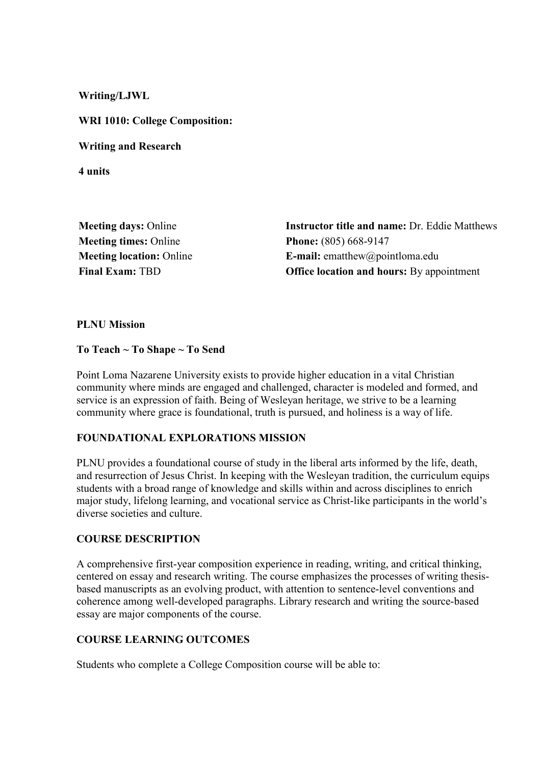**Writing/LJWL**

**WRI 1010: College Composition:**

**Writing and Research**

**4 units**

**Meeting days:** Online
**Meeting times:** Online
**Meeting location:** Online
**Final Exam:** TBD

**Instructor title and name:** Dr. Eddie Matthews
**Phone:** (805) 668-9147
**E-mail:** ematthew@pointloma.edu
**Office location and hours:** By appointment

**PLNU Mission**

**To Teach ~ To Shape ~ To Send**

Point Loma Nazarene University exists to provide higher education in a vital Christian community where minds are engaged and challenged, character is modeled and formed, and service is an expression of faith. Being of Wesleyan heritage, we strive to be a learning community where grace is foundational, truth is pursued, and holiness is a way of life.

**FOUNDATIONAL EXPLORATIONS MISSION**

PLNU provides a foundational course of study in the liberal arts informed by the life, death, and resurrection of Jesus Christ. In keeping with the Wesleyan tradition, the curriculum equips students with a broad range of knowledge and skills within and across disciplines to enrich major study, lifelong learning, and vocational service as Christ-like participants in the world's diverse societies and culture.

**COURSE DESCRIPTION**

A comprehensive first-year composition experience in reading, writing, and critical thinking, centered on essay and research writing. The course emphasizes the processes of writing thesis-based manuscripts as an evolving product, with attention to sentence-level conventions and coherence among well-developed paragraphs. Library research and writing the source-based essay are major components of the course.

**COURSE LEARNING OUTCOMES**

Students who complete a College Composition course will be able to: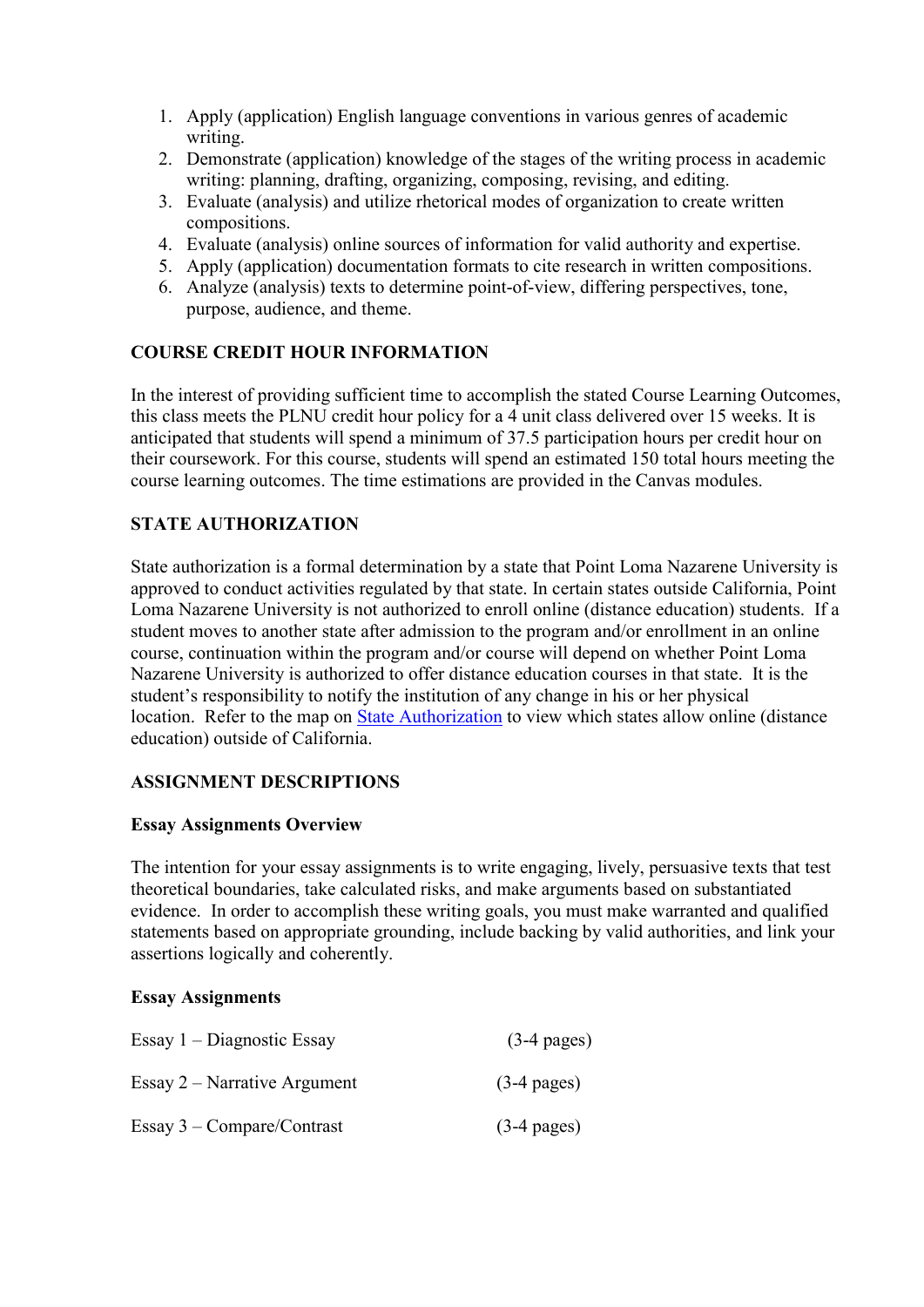1. Apply (application) English language conventions in various genres of academic writing.
2. Demonstrate (application) knowledge of the stages of the writing process in academic writing: planning, drafting, organizing, composing, revising, and editing.
3. Evaluate (analysis) and utilize rhetorical modes of organization to create written compositions.
4. Evaluate (analysis) online sources of information for valid authority and expertise.
5. Apply (application) documentation formats to cite research in written compositions.
6. Analyze (analysis) texts to determine point-of-view, differing perspectives, tone, purpose, audience, and theme.

## COURSE CREDIT HOUR INFORMATION

In the interest of providing sufficient time to accomplish the stated Course Learning Outcomes, this class meets the PLNU credit hour policy for a 4 unit class delivered over 15 weeks. It is anticipated that students will spend a minimum of 37.5 participation hours per credit hour on their coursework. For this course, students will spend an estimated 150 total hours meeting the course learning outcomes. The time estimations are provided in the Canvas modules.

## STATE AUTHORIZATION

State authorization is a formal determination by a state that Point Loma Nazarene University is approved to conduct activities regulated by that state. In certain states outside California, Point Loma Nazarene University is not authorized to enroll online (distance education) students. If a student moves to another state after admission to the program and/or enrollment in an online course, continuation within the program and/or course will depend on whether Point Loma Nazarene University is authorized to offer distance education courses in that state. It is the student's responsibility to notify the institution of any change in his or her physical location. Refer to the map on State Authorization to view which states allow online (distance education) outside of California.

## ASSIGNMENT DESCRIPTIONS

### Essay Assignments Overview

The intention for your essay assignments is to write engaging, lively, persuasive texts that test theoretical boundaries, take calculated risks, and make arguments based on substantiated evidence. In order to accomplish these writing goals, you must make warranted and qualified statements based on appropriate grounding, include backing by valid authorities, and link your assertions logically and coherently.

### Essay Assignments

| | |
|---|---|
| Essay 1 – Diagnostic Essay | (3-4 pages) |
| Essay 2 – Narrative Argument | (3-4 pages) |
| Essay 3 – Compare/Contrast | (3-4 pages) |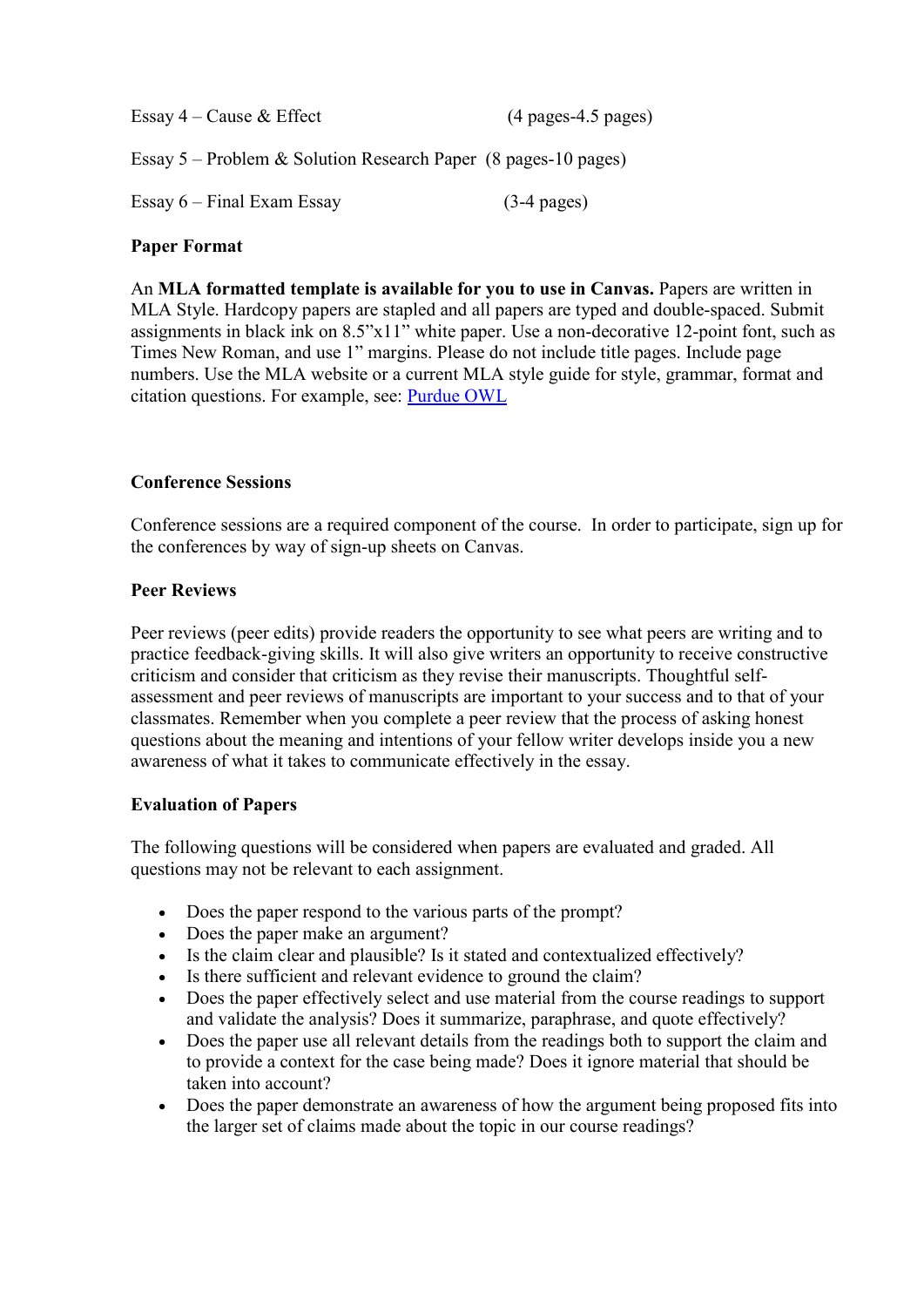Essay 4 – Cause & Effect (4 pages-4.5 pages)

Essay 5 – Problem & Solution Research Paper (8 pages-10 pages)

Essay 6 – Final Exam Essay (3-4 pages)

**Paper Format**

An **MLA formatted template is available for you to use in Canvas.** Papers are written in MLA Style. Hardcopy papers are stapled and all papers are typed and double-spaced. Submit assignments in black ink on 8.5"x11" white paper. Use a non-decorative 12-point font, such as Times New Roman, and use 1" margins. Please do not include title pages. Include page numbers. Use the MLA website or a current MLA style guide for style, grammar, format and citation questions. For example, see: [Purdue OWL]()

**Conference Sessions**

Conference sessions are a required component of the course. In order to participate, sign up for the conferences by way of sign-up sheets on Canvas.

**Peer Reviews**

Peer reviews (peer edits) provide readers the opportunity to see what peers are writing and to practice feedback-giving skills. It will also give writers an opportunity to receive constructive criticism and consider that criticism as they revise their manuscripts. Thoughtful self-assessment and peer reviews of manuscripts are important to your success and to that of your classmates. Remember when you complete a peer review that the process of asking honest questions about the meaning and intentions of your fellow writer develops inside you a new awareness of what it takes to communicate effectively in the essay.

**Evaluation of Papers**

The following questions will be considered when papers are evaluated and graded. All questions may not be relevant to each assignment.

- Does the paper respond to the various parts of the prompt?
- Does the paper make an argument?
- Is the claim clear and plausible? Is it stated and contextualized effectively?
- Is there sufficient and relevant evidence to ground the claim?
- Does the paper effectively select and use material from the course readings to support and validate the analysis? Does it summarize, paraphrase, and quote effectively?
- Does the paper use all relevant details from the readings both to support the claim and to provide a context for the case being made? Does it ignore material that should be taken into account?
- Does the paper demonstrate an awareness of how the argument being proposed fits into the larger set of claims made about the topic in our course readings?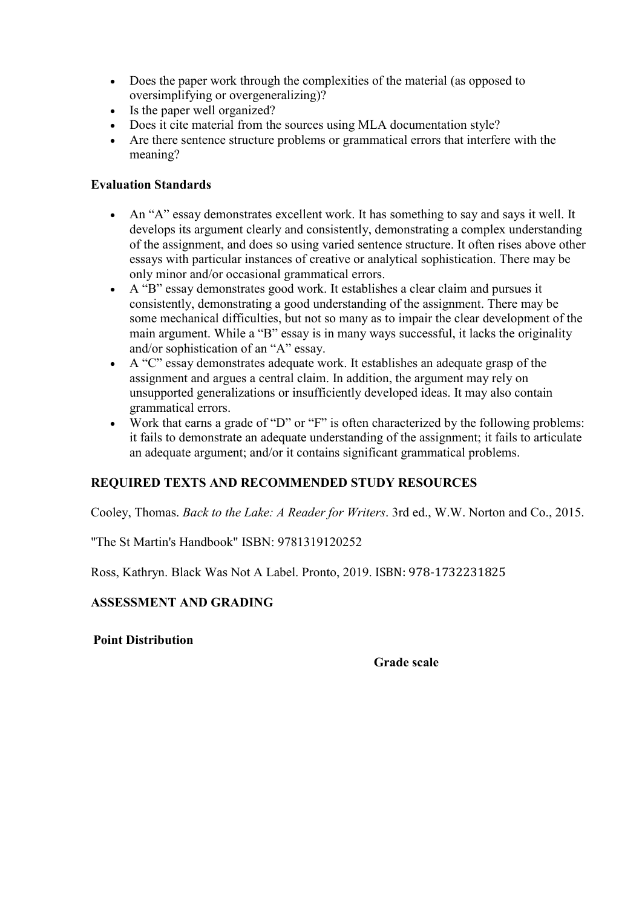- Does the paper work through the complexities of the material (as opposed to oversimplifying or overgeneralizing)?
- Is the paper well organized?
- Does it cite material from the sources using MLA documentation style?
- Are there sentence structure problems or grammatical errors that interfere with the meaning?

**Evaluation Standards**

- An "A" essay demonstrates excellent work. It has something to say and says it well. It develops its argument clearly and consistently, demonstrating a complex understanding of the assignment, and does so using varied sentence structure. It often rises above other essays with particular instances of creative or analytical sophistication. There may be only minor and/or occasional grammatical errors.
- A "B" essay demonstrates good work. It establishes a clear claim and pursues it consistently, demonstrating a good understanding of the assignment. There may be some mechanical difficulties, but not so many as to impair the clear development of the main argument. While a "B" essay is in many ways successful, it lacks the originality and/or sophistication of an "A" essay.
- A "C" essay demonstrates adequate work. It establishes an adequate grasp of the assignment and argues a central claim. In addition, the argument may rely on unsupported generalizations or insufficiently developed ideas. It may also contain grammatical errors.
- Work that earns a grade of "D" or "F" is often characterized by the following problems: it fails to demonstrate an adequate understanding of the assignment; it fails to articulate an adequate argument; and/or it contains significant grammatical problems.

**REQUIRED TEXTS AND RECOMMENDED STUDY RESOURCES**

Cooley, Thomas. *Back to the Lake: A Reader for Writers*. 3rd ed., W.W. Norton and Co., 2015.

"The St Martin's Handbook" ISBN: 9781319120252

Ross, Kathryn. Black Was Not A Label. Pronto, 2019. ISBN: 978-1732231825

**ASSESSMENT AND GRADING**

**Point Distribution**

**Grade scale**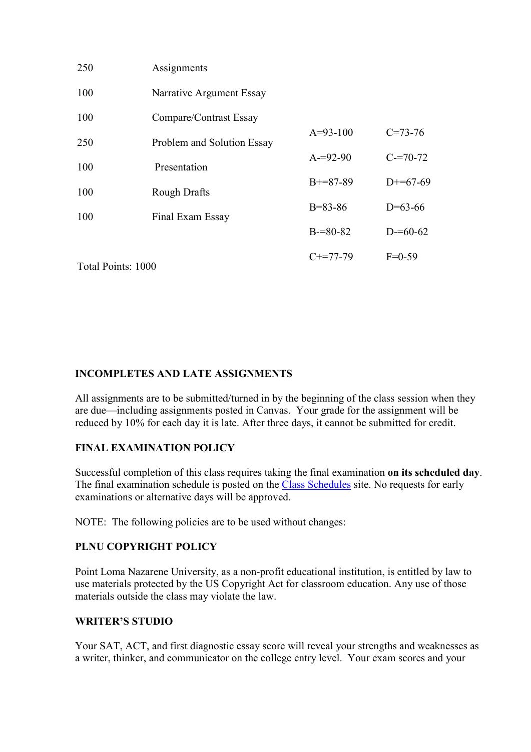| Points | Item |
|---|---|
| 250 | Assignments |
| 100 | Narrative Argument Essay |
| 100 | Compare/Contrast Essay |
| 250 | Problem and Solution Essay |
| 100 | Presentation |
| 100 | Rough Drafts |
| 100 | Final Exam Essay |

Total Points: 1000

| | |
|---|---|
| A=93-100 | C=73-76 |
| A-=92-90 | C-=70-72 |
| B+=87-89 | D+=67-69 |
| B=83-86 | D=63-66 |
| B-=80-82 | D-=60-62 |
| C+=77-79 | F=0-59 |

**INCOMPLETES AND LATE ASSIGNMENTS**

All assignments are to be submitted/turned in by the beginning of the class session when they are due—including assignments posted in Canvas. Your grade for the assignment will be reduced by 10% for each day it is late. After three days, it cannot be submitted for credit.

**FINAL EXAMINATION POLICY**

Successful completion of this class requires taking the final examination **on its scheduled day**. The final examination schedule is posted on the Class Schedules site. No requests for early examinations or alternative days will be approved.

NOTE: The following policies are to be used without changes:

**PLNU COPYRIGHT POLICY**

Point Loma Nazarene University, as a non-profit educational institution, is entitled by law to use materials protected by the US Copyright Act for classroom education. Any use of those materials outside the class may violate the law.

**WRITER'S STUDIO**

Your SAT, ACT, and first diagnostic essay score will reveal your strengths and weaknesses as a writer, thinker, and communicator on the college entry level. Your exam scores and your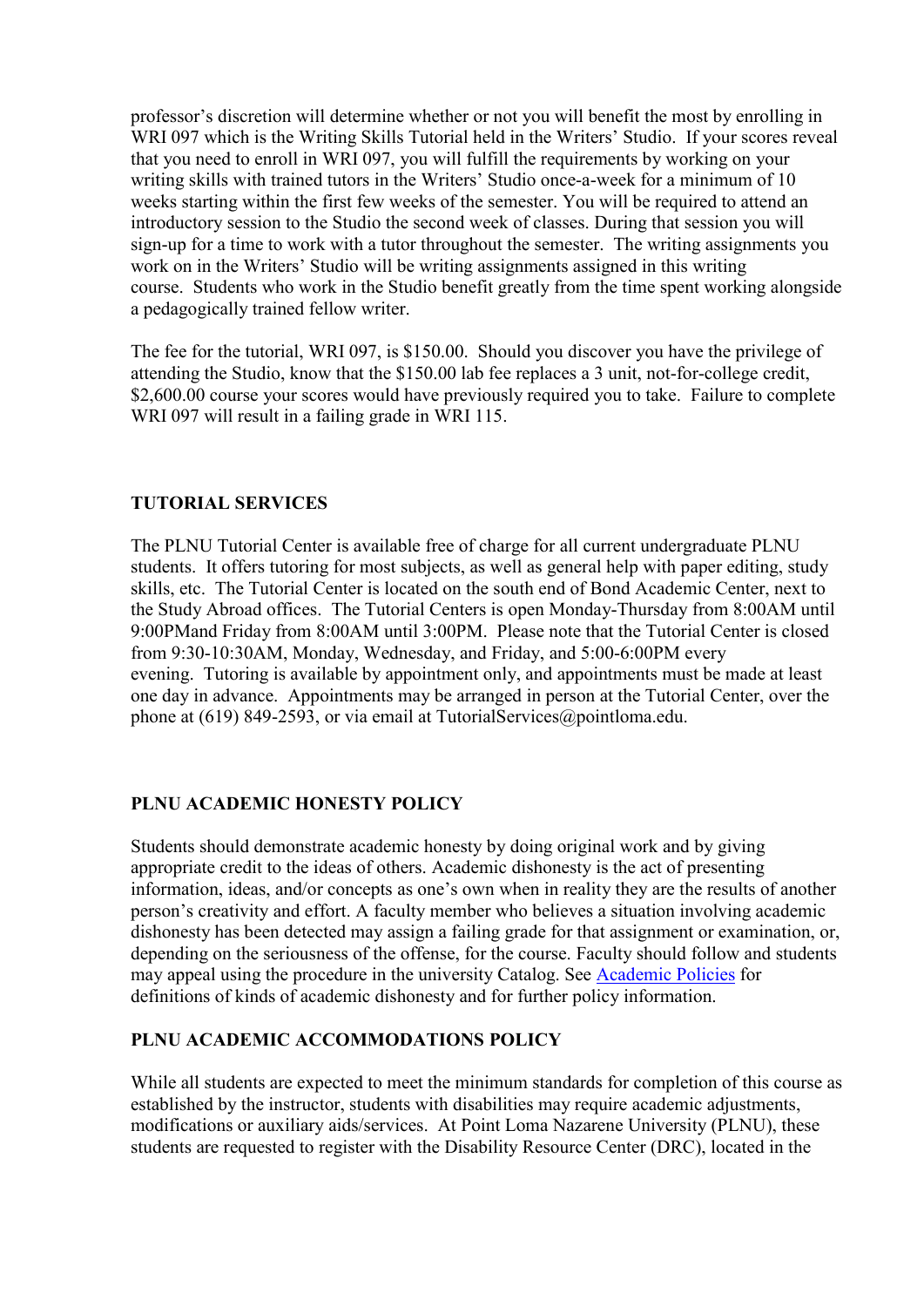professor's discretion will determine whether or not you will benefit the most by enrolling in WRI 097 which is the Writing Skills Tutorial held in the Writers' Studio. If your scores reveal that you need to enroll in WRI 097, you will fulfill the requirements by working on your writing skills with trained tutors in the Writers' Studio once-a-week for a minimum of 10 weeks starting within the first few weeks of the semester. You will be required to attend an introductory session to the Studio the second week of classes. During that session you will sign-up for a time to work with a tutor throughout the semester. The writing assignments you work on in the Writers' Studio will be writing assignments assigned in this writing course. Students who work in the Studio benefit greatly from the time spent working alongside a pedagogically trained fellow writer.

The fee for the tutorial, WRI 097, is $150.00. Should you discover you have the privilege of attending the Studio, know that the $150.00 lab fee replaces a 3 unit, not-for-college credit, $2,600.00 course your scores would have previously required you to take. Failure to complete WRI 097 will result in a failing grade in WRI 115.

## TUTORIAL SERVICES

The PLNU Tutorial Center is available free of charge for all current undergraduate PLNU students. It offers tutoring for most subjects, as well as general help with paper editing, study skills, etc. The Tutorial Center is located on the south end of Bond Academic Center, next to the Study Abroad offices. The Tutorial Centers is open Monday-Thursday from 8:00AM until 9:00PMand Friday from 8:00AM until 3:00PM. Please note that the Tutorial Center is closed from 9:30-10:30AM, Monday, Wednesday, and Friday, and 5:00-6:00PM every evening. Tutoring is available by appointment only, and appointments must be made at least one day in advance. Appointments may be arranged in person at the Tutorial Center, over the phone at (619) 849-2593, or via email at TutorialServices@pointloma.edu.

## PLNU ACADEMIC HONESTY POLICY

Students should demonstrate academic honesty by doing original work and by giving appropriate credit to the ideas of others. Academic dishonesty is the act of presenting information, ideas, and/or concepts as one's own when in reality they are the results of another person's creativity and effort. A faculty member who believes a situation involving academic dishonesty has been detected may assign a failing grade for that assignment or examination, or, depending on the seriousness of the offense, for the course. Faculty should follow and students may appeal using the procedure in the university Catalog. See Academic Policies for definitions of kinds of academic dishonesty and for further policy information.

## PLNU ACADEMIC ACCOMMODATIONS POLICY

While all students are expected to meet the minimum standards for completion of this course as established by the instructor, students with disabilities may require academic adjustments, modifications or auxiliary aids/services. At Point Loma Nazarene University (PLNU), these students are requested to register with the Disability Resource Center (DRC), located in the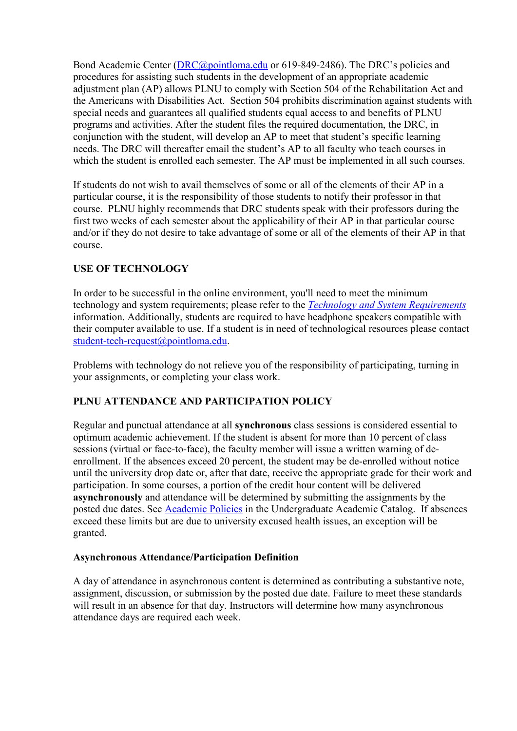Bond Academic Center (DRC@pointloma.edu or 619-849-2486). The DRC's policies and procedures for assisting such students in the development of an appropriate academic adjustment plan (AP) allows PLNU to comply with Section 504 of the Rehabilitation Act and the Americans with Disabilities Act. Section 504 prohibits discrimination against students with special needs and guarantees all qualified students equal access to and benefits of PLNU programs and activities. After the student files the required documentation, the DRC, in conjunction with the student, will develop an AP to meet that student's specific learning needs. The DRC will thereafter email the student's AP to all faculty who teach courses in which the student is enrolled each semester. The AP must be implemented in all such courses.

If students do not wish to avail themselves of some or all of the elements of their AP in a particular course, it is the responsibility of those students to notify their professor in that course. PLNU highly recommends that DRC students speak with their professors during the first two weeks of each semester about the applicability of their AP in that particular course and/or if they do not desire to take advantage of some or all of the elements of their AP in that course.

**USE OF TECHNOLOGY**

In order to be successful in the online environment, you'll need to meet the minimum technology and system requirements; please refer to the *Technology and System Requirements* information. Additionally, students are required to have headphone speakers compatible with their computer available to use. If a student is in need of technological resources please contact student-tech-request@pointloma.edu.

Problems with technology do not relieve you of the responsibility of participating, turning in your assignments, or completing your class work.

**PLNU ATTENDANCE AND PARTICIPATION POLICY**

Regular and punctual attendance at all **synchronous** class sessions is considered essential to optimum academic achievement. If the student is absent for more than 10 percent of class sessions (virtual or face-to-face), the faculty member will issue a written warning of de-enrollment. If the absences exceed 20 percent, the student may be de-enrolled without notice until the university drop date or, after that date, receive the appropriate grade for their work and participation. In some courses, a portion of the credit hour content will be delivered **asynchronously** and attendance will be determined by submitting the assignments by the posted due dates. See Academic Policies in the Undergraduate Academic Catalog. If absences exceed these limits but are due to university excused health issues, an exception will be granted.

**Asynchronous Attendance/Participation Definition**

A day of attendance in asynchronous content is determined as contributing a substantive note, assignment, discussion, or submission by the posted due date. Failure to meet these standards will result in an absence for that day. Instructors will determine how many asynchronous attendance days are required each week.